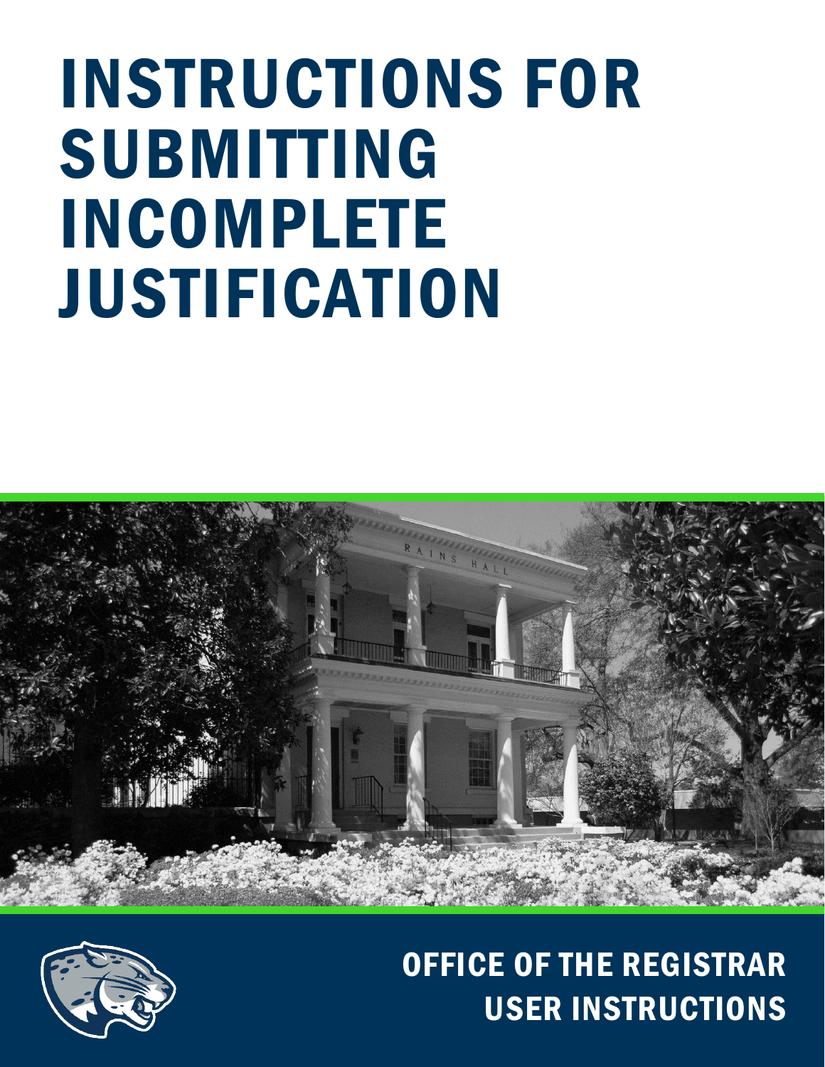# INSTRUCTIONS FOR SUBMITTING INCOMPLETE JUSTIFICATION

OFFICE OF THE REGISTRAR
USER INSTRUCTIONS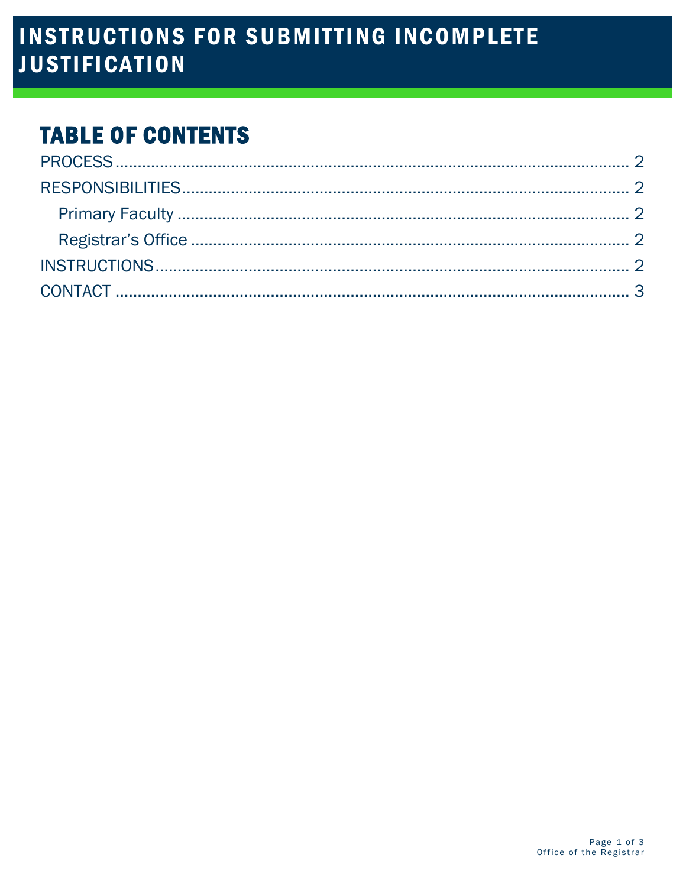# INSTRUCTIONS FOR SUBMITTING INCOMPLETE JUSTIFICATION

## TABLE OF CONTENTS

PROCESS ........................................................................................................ 2

RESPONSIBILITIES ........................................................................................ 2

  Primary Faculty ........................................................................................ 2

  Registrar's Office ..................................................................................... 2

INSTRUCTIONS .............................................................................................. 2

CONTACT ....................................................................................................... 3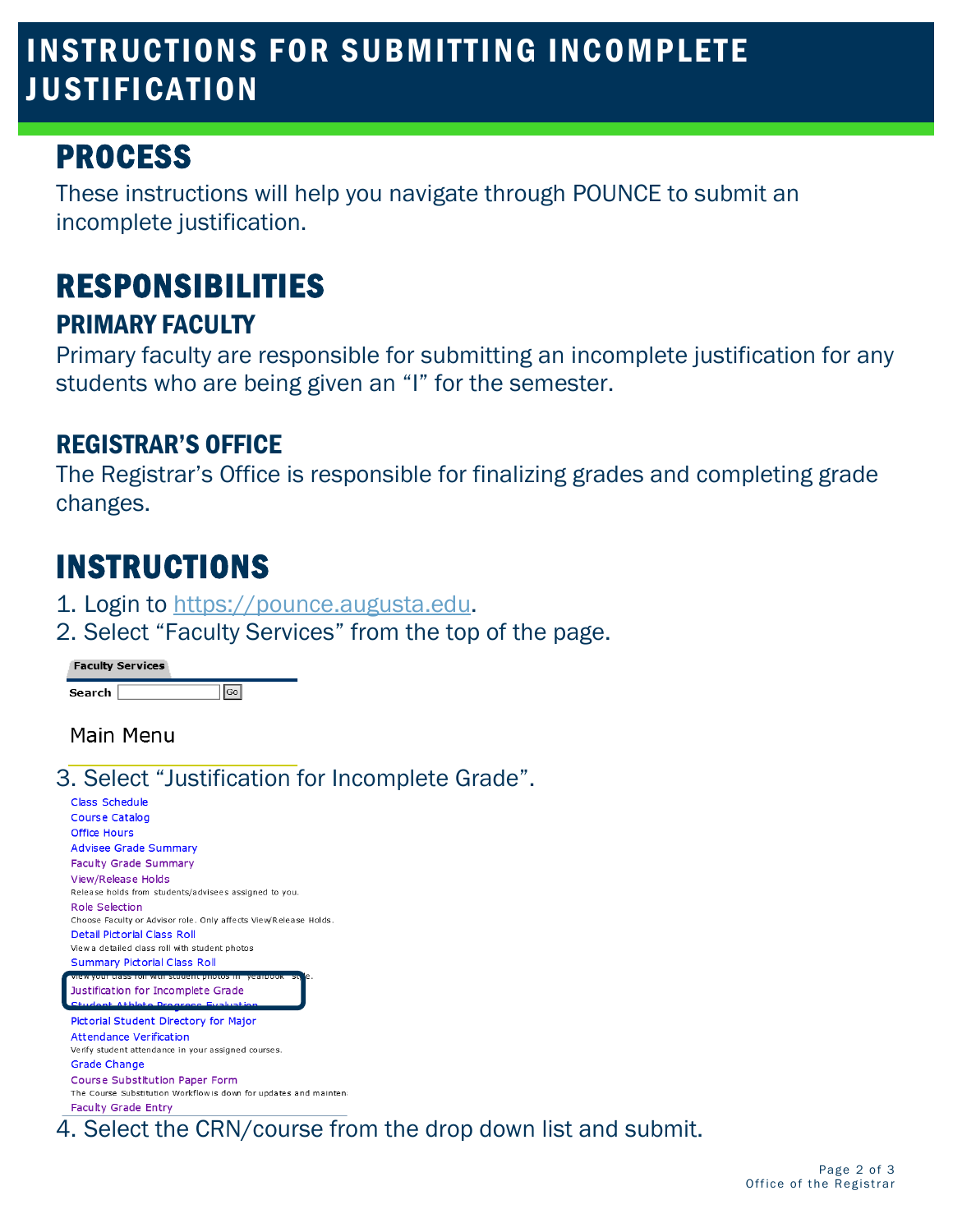# INSTRUCTIONS FOR SUBMITTING INCOMPLETE JUSTIFICATION

## PROCESS

These instructions will help you navigate through POUNCE to submit an incomplete justification.

## RESPONSIBILITIES

### PRIMARY FACULTY

Primary faculty are responsible for submitting an incomplete justification for any students who are being given an "I" for the semester.

### REGISTRAR'S OFFICE

The Registrar's Office is responsible for finalizing grades and completing grade changes.

## INSTRUCTIONS

1. Login to https://pounce.augusta.edu.
2. Select "Faculty Services" from the top of the page.

Faculty Services

Search [ ] Go

Main Menu

3. Select "Justification for Incomplete Grade".

Class Schedule
Course Catalog
Office Hours
Advisee Grade Summary
Faculty Grade Summary
View/Release Holds
Release holds from students/advisees assigned to you.
Role Selection
Choose Faculty or Advisor role. Only affects View/Release Holds.
Detail Pictorial Class Roll
View a detailed class roll with student photos
Summary Pictorial Class Roll
View your class roll with student photos in "yearbook" style.
Justification for Incomplete Grade
Student Athlete Progress Evaluation
Pictorial Student Directory for Major
Attendance Verification
Verify student attendance in your assigned courses.
Grade Change
Course Substitution Paper Form
The Course Substitution Workflow is down for updates and mainten
Faculty Grade Entry

4. Select the CRN/course from the drop down list and submit.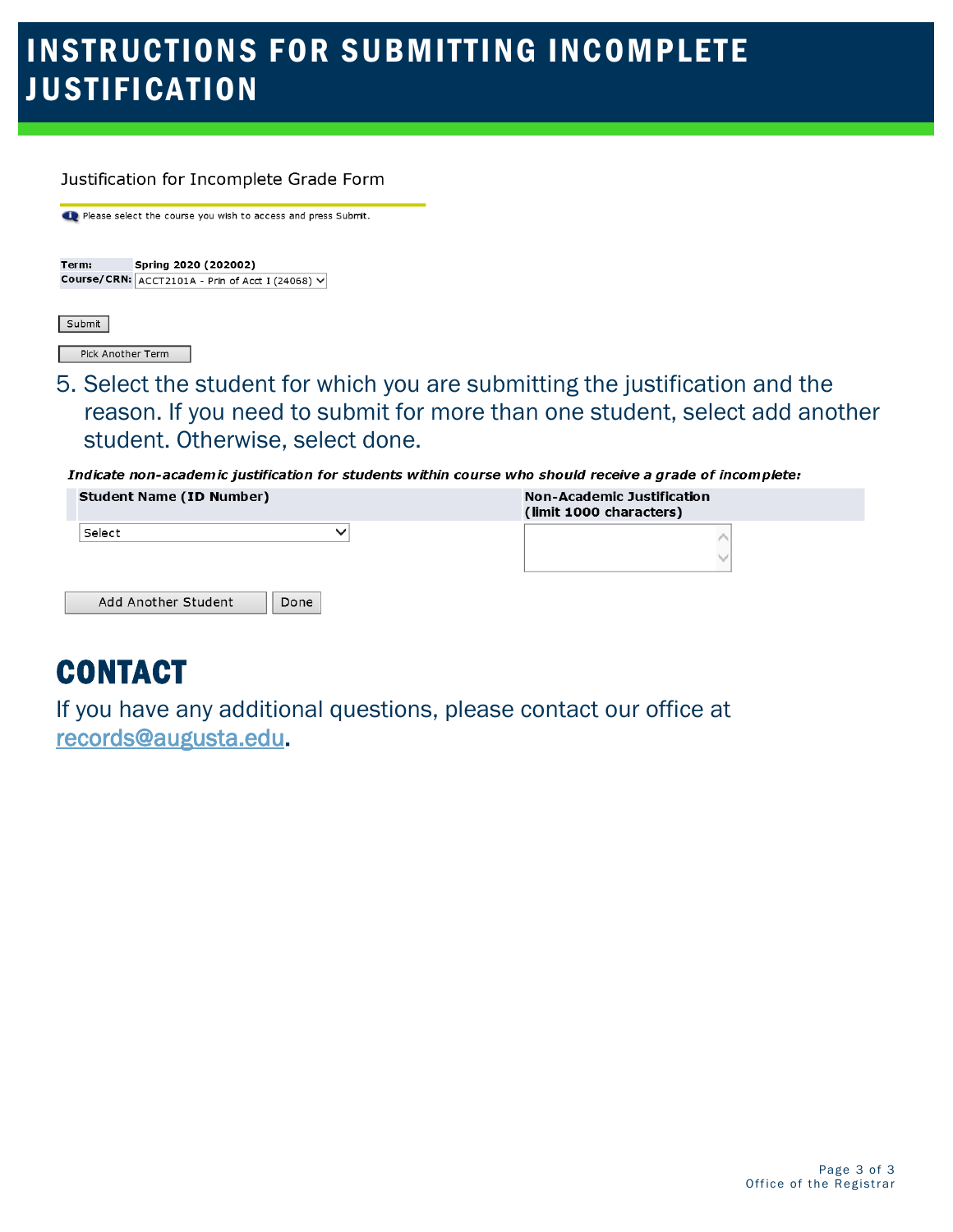# INSTRUCTIONS FOR SUBMITTING INCOMPLETE JUSTIFICATION

Justification for Incomplete Grade Form

Please select the course you wish to access and press Submit.

| | |
|---|---|
| Term: | Spring 2020 (202002) |
| Course/CRN: | ACCT2101A - Prin of Acct I (24068) |

Submit

Pick Another Term

5. Select the student for which you are submitting the justification and the reason. If you need to submit for more than one student, select add another student. Otherwise, select done.

*Indicate non-academic justification for students within course who should receive a grade of incomplete:*

| Student Name (ID Number) | Non-Academic Justification (limit 1000 characters) |
|---|---|
| Select | |

Add Another Student | Done

## CONTACT

If you have any additional questions, please contact our office at records@augusta.edu.